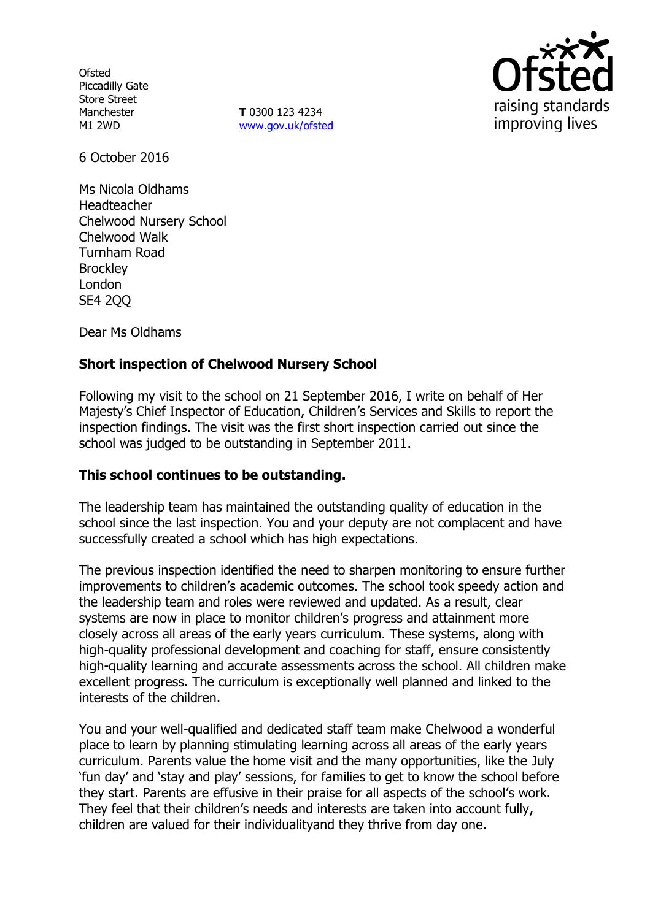Ofsted
Piccadilly Gate
Store Street
Manchester
M1 2WD

**T** 0300 123 4234
www.gov.uk/ofsted

6 October 2016

Ms Nicola Oldhams
Headteacher
Chelwood Nursery School
Chelwood Walk
Turnham Road
Brockley
London
SE4 2QQ

Dear Ms Oldhams

**Short inspection of Chelwood Nursery School**

Following my visit to the school on 21 September 2016, I write on behalf of Her Majesty's Chief Inspector of Education, Children's Services and Skills to report the inspection findings. The visit was the first short inspection carried out since the school was judged to be outstanding in September 2011.

**This school continues to be outstanding.**

The leadership team has maintained the outstanding quality of education in the school since the last inspection. You and your deputy are not complacent and have successfully created a school which has high expectations.

The previous inspection identified the need to sharpen monitoring to ensure further improvements to children's academic outcomes. The school took speedy action and the leadership team and roles were reviewed and updated. As a result, clear systems are now in place to monitor children's progress and attainment more closely across all areas of the early years curriculum. These systems, along with high-quality professional development and coaching for staff, ensure consistently high-quality learning and accurate assessments across the school. All children make excellent progress. The curriculum is exceptionally well planned and linked to the interests of the children.

You and your well-qualified and dedicated staff team make Chelwood a wonderful place to learn by planning stimulating learning across all areas of the early years curriculum. Parents value the home visit and the many opportunities, like the July 'fun day' and 'stay and play' sessions, for families to get to know the school before they start. Parents are effusive in their praise for all aspects of the school's work. They feel that their children's needs and interests are taken into account fully, children are valued for their individualityand they thrive from day one.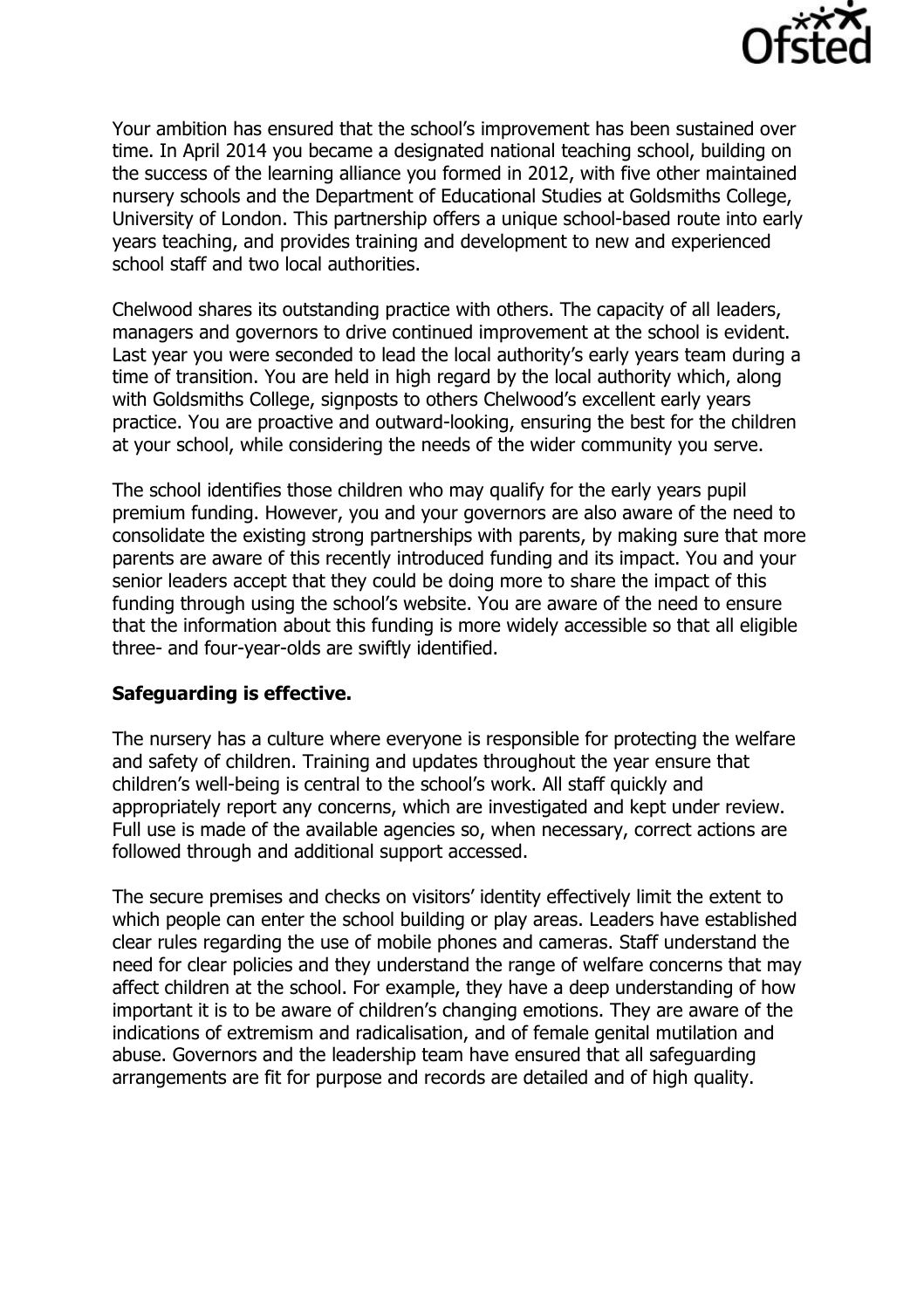Your ambition has ensured that the school's improvement has been sustained over time. In April 2014 you became a designated national teaching school, building on the success of the learning alliance you formed in 2012, with five other maintained nursery schools and the Department of Educational Studies at Goldsmiths College, University of London. This partnership offers a unique school-based route into early years teaching, and provides training and development to new and experienced school staff and two local authorities.

Chelwood shares its outstanding practice with others. The capacity of all leaders, managers and governors to drive continued improvement at the school is evident. Last year you were seconded to lead the local authority's early years team during a time of transition. You are held in high regard by the local authority which, along with Goldsmiths College, signposts to others Chelwood's excellent early years practice. You are proactive and outward-looking, ensuring the best for the children at your school, while considering the needs of the wider community you serve.

The school identifies those children who may qualify for the early years pupil premium funding. However, you and your governors are also aware of the need to consolidate the existing strong partnerships with parents, by making sure that more parents are aware of this recently introduced funding and its impact. You and your senior leaders accept that they could be doing more to share the impact of this funding through using the school's website. You are aware of the need to ensure that the information about this funding is more widely accessible so that all eligible three- and four-year-olds are swiftly identified.

**Safeguarding is effective.**

The nursery has a culture where everyone is responsible for protecting the welfare and safety of children. Training and updates throughout the year ensure that children's well-being is central to the school's work. All staff quickly and appropriately report any concerns, which are investigated and kept under review. Full use is made of the available agencies so, when necessary, correct actions are followed through and additional support accessed.

The secure premises and checks on visitors' identity effectively limit the extent to which people can enter the school building or play areas. Leaders have established clear rules regarding the use of mobile phones and cameras. Staff understand the need for clear policies and they understand the range of welfare concerns that may affect children at the school. For example, they have a deep understanding of how important it is to be aware of children's changing emotions. They are aware of the indications of extremism and radicalisation, and of female genital mutilation and abuse. Governors and the leadership team have ensured that all safeguarding arrangements are fit for purpose and records are detailed and of high quality.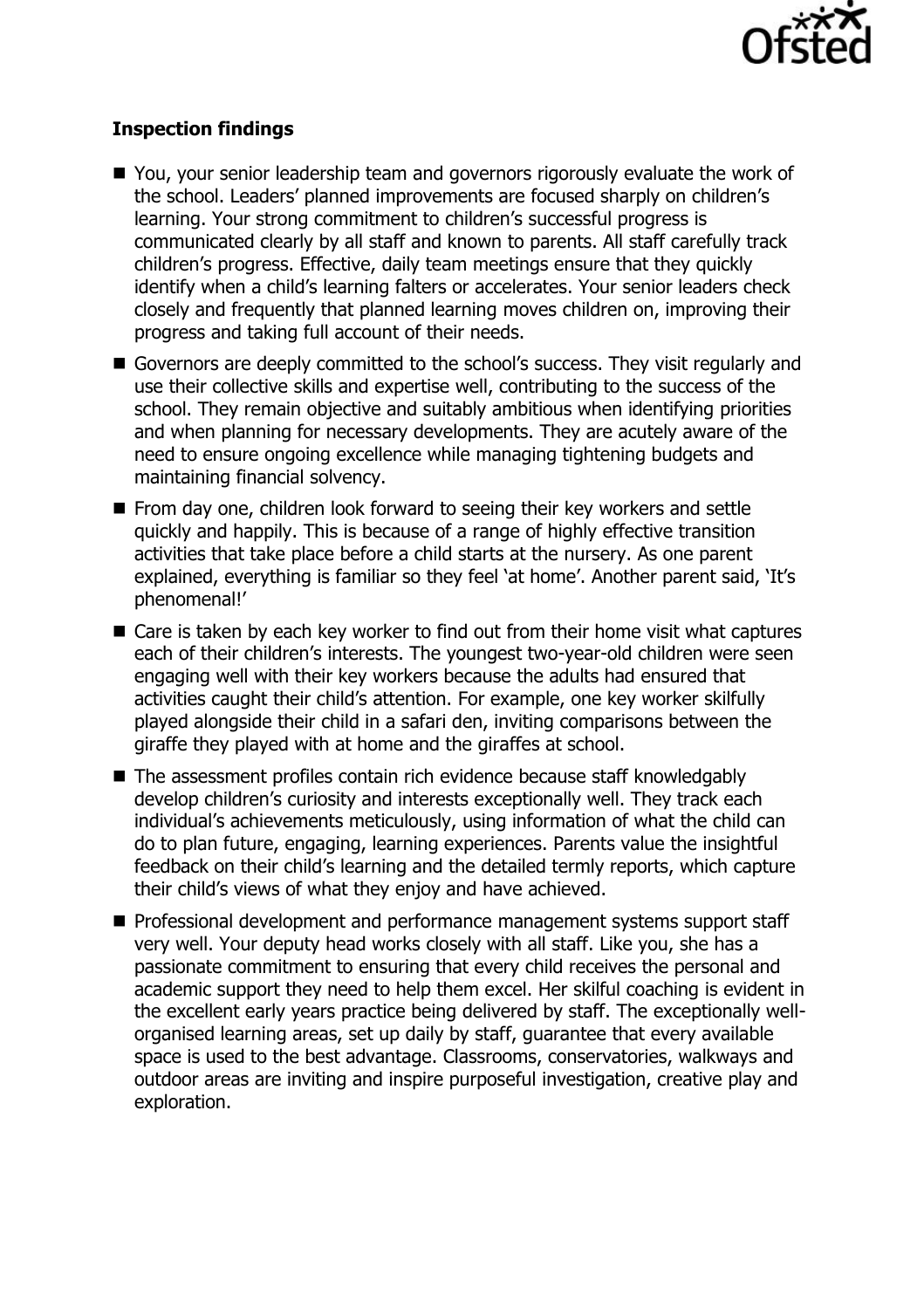## Inspection findings

- You, your senior leadership team and governors rigorously evaluate the work of the school. Leaders' planned improvements are focused sharply on children's learning. Your strong commitment to children's successful progress is communicated clearly by all staff and known to parents. All staff carefully track children's progress. Effective, daily team meetings ensure that they quickly identify when a child's learning falters or accelerates. Your senior leaders check closely and frequently that planned learning moves children on, improving their progress and taking full account of their needs.
- Governors are deeply committed to the school's success. They visit regularly and use their collective skills and expertise well, contributing to the success of the school. They remain objective and suitably ambitious when identifying priorities and when planning for necessary developments. They are acutely aware of the need to ensure ongoing excellence while managing tightening budgets and maintaining financial solvency.
- From day one, children look forward to seeing their key workers and settle quickly and happily. This is because of a range of highly effective transition activities that take place before a child starts at the nursery. As one parent explained, everything is familiar so they feel 'at home'. Another parent said, 'It's phenomenal!'
- Care is taken by each key worker to find out from their home visit what captures each of their children's interests. The youngest two-year-old children were seen engaging well with their key workers because the adults had ensured that activities caught their child's attention. For example, one key worker skilfully played alongside their child in a safari den, inviting comparisons between the giraffe they played with at home and the giraffes at school.
- The assessment profiles contain rich evidence because staff knowledgably develop children's curiosity and interests exceptionally well. They track each individual's achievements meticulously, using information of what the child can do to plan future, engaging, learning experiences. Parents value the insightful feedback on their child's learning and the detailed termly reports, which capture their child's views of what they enjoy and have achieved.
- Professional development and performance management systems support staff very well. Your deputy head works closely with all staff. Like you, she has a passionate commitment to ensuring that every child receives the personal and academic support they need to help them excel. Her skilful coaching is evident in the excellent early years practice being delivered by staff. The exceptionally well-organised learning areas, set up daily by staff, guarantee that every available space is used to the best advantage. Classrooms, conservatories, walkways and outdoor areas are inviting and inspire purposeful investigation, creative play and exploration.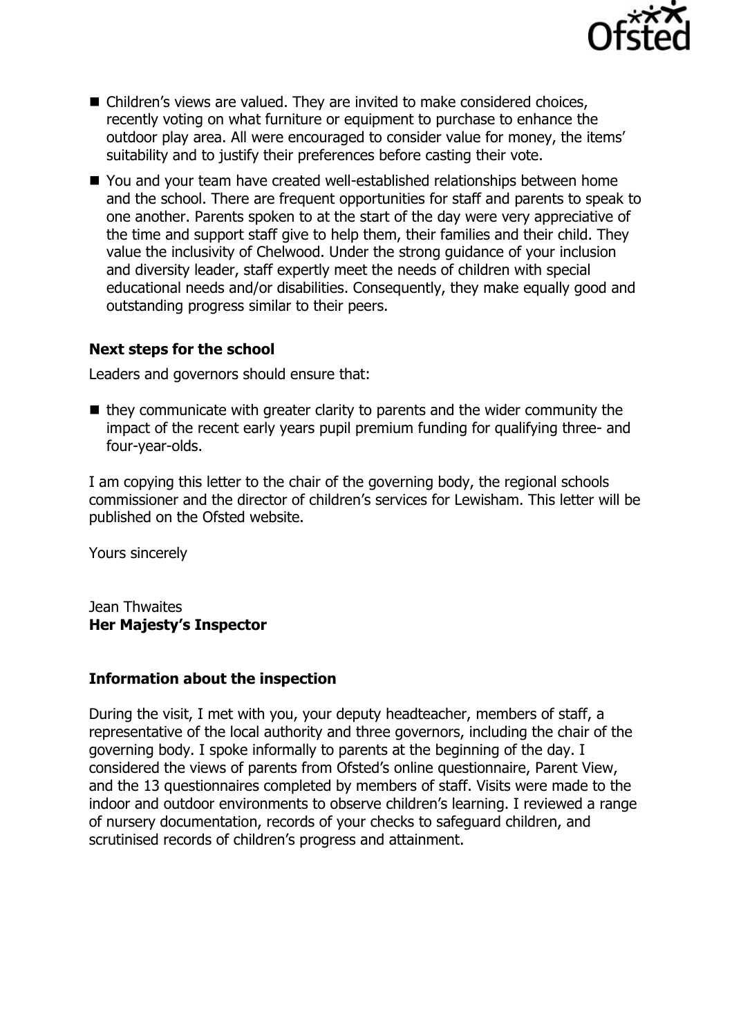- Children's views are valued. They are invited to make considered choices, recently voting on what furniture or equipment to purchase to enhance the outdoor play area. All were encouraged to consider value for money, the items' suitability and to justify their preferences before casting their vote.
- You and your team have created well-established relationships between home and the school. There are frequent opportunities for staff and parents to speak to one another. Parents spoken to at the start of the day were very appreciative of the time and support staff give to help them, their families and their child. They value the inclusivity of Chelwood. Under the strong guidance of your inclusion and diversity leader, staff expertly meet the needs of children with special educational needs and/or disabilities. Consequently, they make equally good and outstanding progress similar to their peers.

### Next steps for the school

Leaders and governors should ensure that:

- they communicate with greater clarity to parents and the wider community the impact of the recent early years pupil premium funding for qualifying three- and four-year-olds.

I am copying this letter to the chair of the governing body, the regional schools commissioner and the director of children's services for Lewisham. This letter will be published on the Ofsted website.

Yours sincerely

Jean Thwaites
**Her Majesty's Inspector**

### Information about the inspection

During the visit, I met with you, your deputy headteacher, members of staff, a representative of the local authority and three governors, including the chair of the governing body. I spoke informally to parents at the beginning of the day. I considered the views of parents from Ofsted's online questionnaire, Parent View, and the 13 questionnaires completed by members of staff. Visits were made to the indoor and outdoor environments to observe children's learning. I reviewed a range of nursery documentation, records of your checks to safeguard children, and scrutinised records of children's progress and attainment.